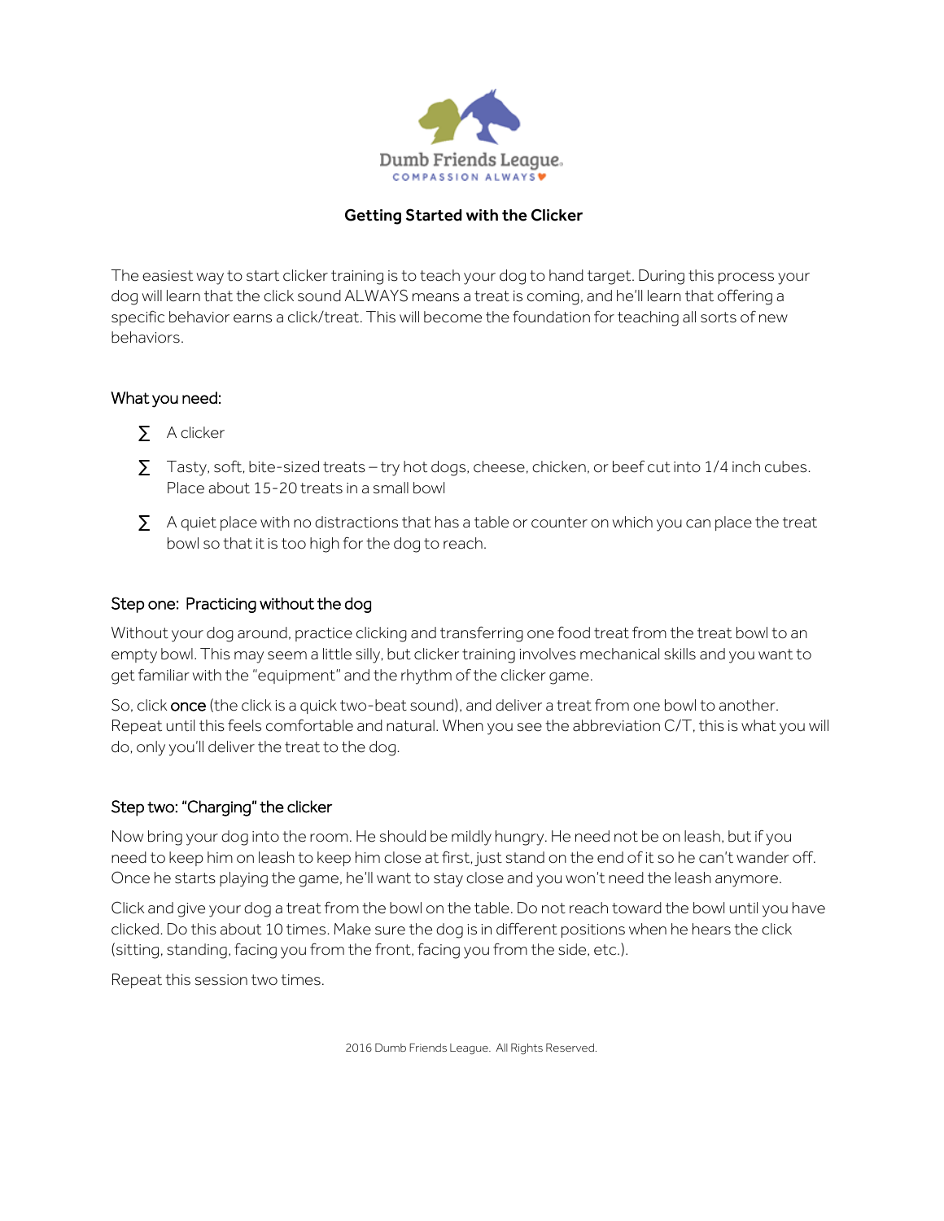Dumb Friends League
COMPASSION ALWAYS

# Getting Started with the Clicker

The easiest way to start clicker training is to teach your dog to hand target. During this process your dog will learn that the click sound ALWAYS means a treat is coming, and he'll learn that offering a specific behavior earns a click/treat. This will become the foundation for teaching all sorts of new behaviors.

## What you need:

- A clicker
- Tasty, soft, bite-sized treats – try hot dogs, cheese, chicken, or beef cut into 1/4 inch cubes. Place about 15-20 treats in a small bowl
- A quiet place with no distractions that has a table or counter on which you can place the treat bowl so that it is too high for the dog to reach.

## Step one: Practicing without the dog

Without your dog around, practice clicking and transferring one food treat from the treat bowl to an empty bowl. This may seem a little silly, but clicker training involves mechanical skills and you want to get familiar with the "equipment" and the rhythm of the clicker game.

So, click **once** (the click is a quick two-beat sound), and deliver a treat from one bowl to another. Repeat until this feels comfortable and natural. When you see the abbreviation C/T, this is what you will do, only you'll deliver the treat to the dog.

## Step two: "Charging" the clicker

Now bring your dog into the room. He should be mildly hungry. He need not be on leash, but if you need to keep him on leash to keep him close at first, just stand on the end of it so he can't wander off. Once he starts playing the game, he'll want to stay close and you won't need the leash anymore.

Click and give your dog a treat from the bowl on the table. Do not reach toward the bowl until you have clicked. Do this about 10 times. Make sure the dog is in different positions when he hears the click (sitting, standing, facing you from the front, facing you from the side, etc.).

Repeat this session two times.

2016 Dumb Friends League. All Rights Reserved.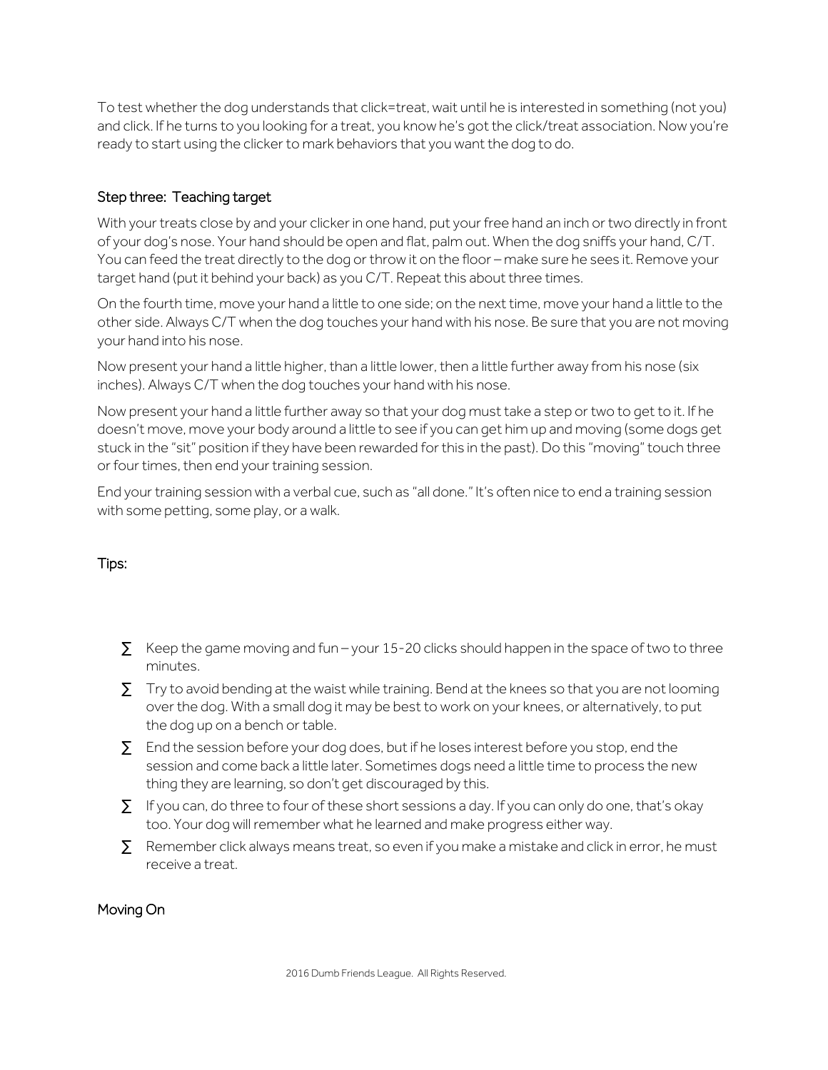To test whether the dog understands that click=treat, wait until he is interested in something (not you) and click. If he turns to you looking for a treat, you know he's got the click/treat association. Now you're ready to start using the clicker to mark behaviors that you want the dog to do.

## Step three: Teaching target

With your treats close by and your clicker in one hand, put your free hand an inch or two directly in front of your dog's nose. Your hand should be open and flat, palm out. When the dog sniffs your hand, C/T. You can feed the treat directly to the dog or throw it on the floor – make sure he sees it. Remove your target hand (put it behind your back) as you C/T. Repeat this about three times.

On the fourth time, move your hand a little to one side; on the next time, move your hand a little to the other side. Always C/T when the dog touches your hand with his nose. Be sure that you are not moving your hand into his nose.

Now present your hand a little higher, than a little lower, then a little further away from his nose (six inches). Always C/T when the dog touches your hand with his nose.

Now present your hand a little further away so that your dog must take a step or two to get to it. If he doesn't move, move your body around a little to see if you can get him up and moving (some dogs get stuck in the "sit" position if they have been rewarded for this in the past). Do this "moving" touch three or four times, then end your training session.

End your training session with a verbal cue, such as "all done." It's often nice to end a training session with some petting, some play, or a walk.

## Tips:

- Keep the game moving and fun – your 15-20 clicks should happen in the space of two to three minutes.
- Try to avoid bending at the waist while training. Bend at the knees so that you are not looming over the dog. With a small dog it may be best to work on your knees, or alternatively, to put the dog up on a bench or table.
- End the session before your dog does, but if he loses interest before you stop, end the session and come back a little later. Sometimes dogs need a little time to process the new thing they are learning, so don't get discouraged by this.
- If you can, do three to four of these short sessions a day. If you can only do one, that's okay too. Your dog will remember what he learned and make progress either way.
- Remember click always means treat, so even if you make a mistake and click in error, he must receive a treat.

## Moving On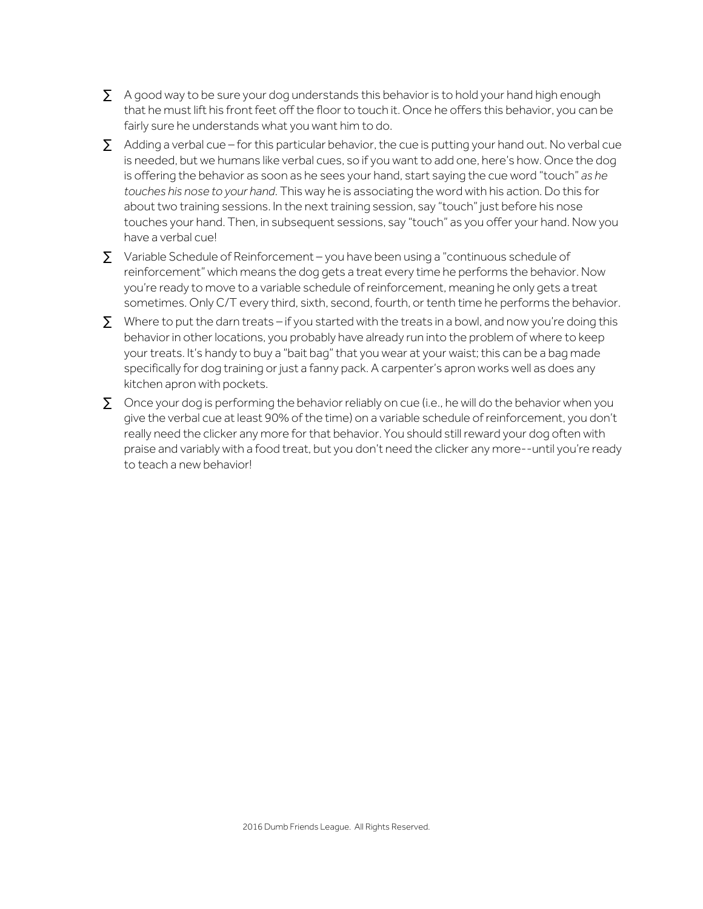- A good way to be sure your dog understands this behavior is to hold your hand high enough that he must lift his front feet off the floor to touch it. Once he offers this behavior, you can be fairly sure he understands what you want him to do.
- Adding a verbal cue – for this particular behavior, the cue is putting your hand out. No verbal cue is needed, but we humans like verbal cues, so if you want to add one, here's how. Once the dog is offering the behavior as soon as he sees your hand, start saying the cue word "touch" *as he touches his nose to your hand*. This way he is associating the word with his action. Do this for about two training sessions. In the next training session, say "touch" just before his nose touches your hand. Then, in subsequent sessions, say "touch" as you offer your hand. Now you have a verbal cue!
- Variable Schedule of Reinforcement – you have been using a "continuous schedule of reinforcement" which means the dog gets a treat every time he performs the behavior. Now you're ready to move to a variable schedule of reinforcement, meaning he only gets a treat sometimes. Only C/T every third, sixth, second, fourth, or tenth time he performs the behavior.
- Where to put the darn treats – if you started with the treats in a bowl, and now you're doing this behavior in other locations, you probably have already run into the problem of where to keep your treats. It's handy to buy a "bait bag" that you wear at your waist; this can be a bag made specifically for dog training or just a fanny pack. A carpenter's apron works well as does any kitchen apron with pockets.
- Once your dog is performing the behavior reliably on cue (i.e., he will do the behavior when you give the verbal cue at least 90% of the time) on a variable schedule of reinforcement, you don't really need the clicker any more for that behavior. You should still reward your dog often with praise and variably with a food treat, but you don't need the clicker any more--until you're ready to teach a new behavior!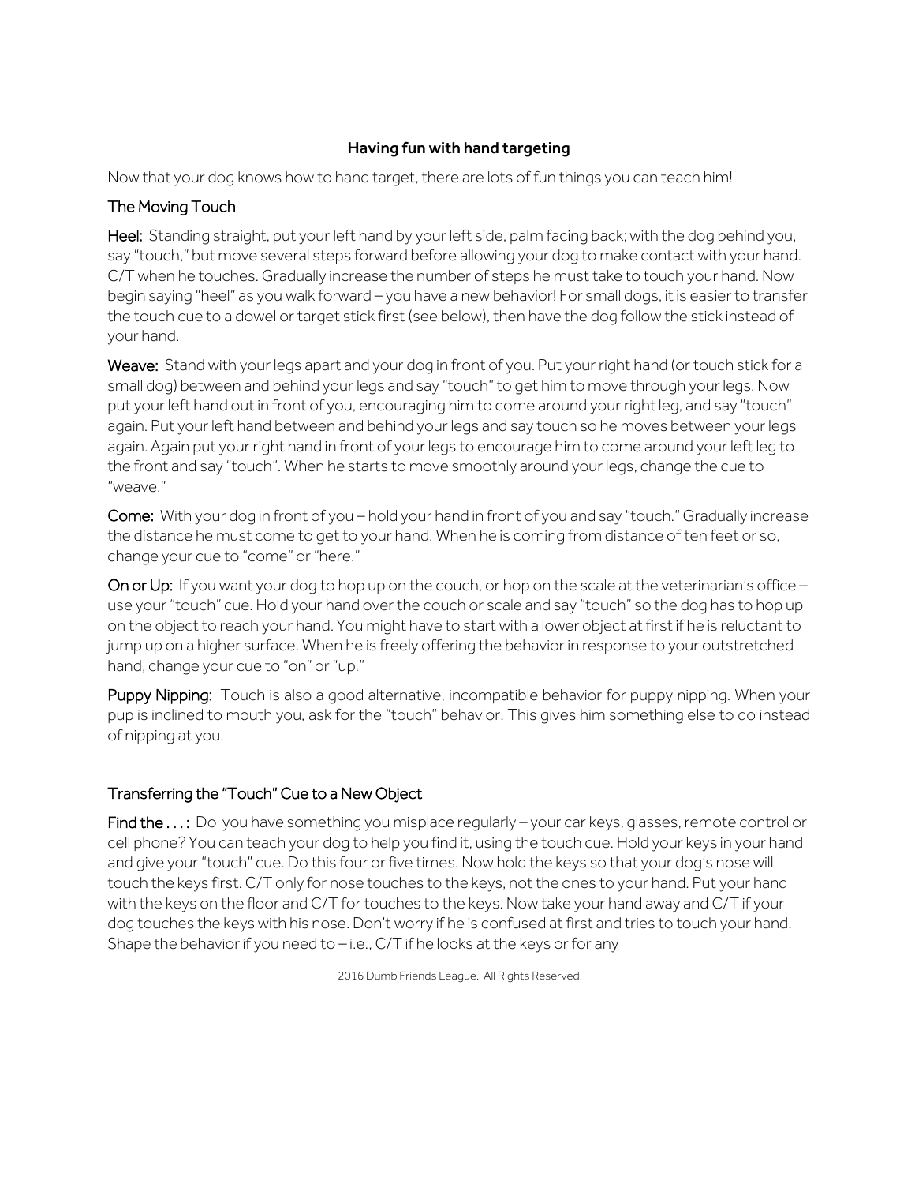## Having fun with hand targeting

Now that your dog knows how to hand target, there are lots of fun things you can teach him!

### The Moving Touch

**Heel:** Standing straight, put your left hand by your left side, palm facing back; with the dog behind you, say "touch," but move several steps forward before allowing your dog to make contact with your hand. C/T when he touches. Gradually increase the number of steps he must take to touch your hand. Now begin saying "heel" as you walk forward – you have a new behavior! For small dogs, it is easier to transfer the touch cue to a dowel or target stick first (see below), then have the dog follow the stick instead of your hand.

**Weave:** Stand with your legs apart and your dog in front of you. Put your right hand (or touch stick for a small dog) between and behind your legs and say "touch" to get him to move through your legs. Now put your left hand out in front of you, encouraging him to come around your right leg, and say "touch" again. Put your left hand between and behind your legs and say touch so he moves between your legs again. Again put your right hand in front of your legs to encourage him to come around your left leg to the front and say "touch". When he starts to move smoothly around your legs, change the cue to "weave."

**Come:** With your dog in front of you – hold your hand in front of you and say "touch." Gradually increase the distance he must come to get to your hand. When he is coming from distance of ten feet or so, change your cue to "come" or "here."

**On or Up:** If you want your dog to hop up on the couch, or hop on the scale at the veterinarian's office – use your "touch" cue. Hold your hand over the couch or scale and say "touch" so the dog has to hop up on the object to reach your hand. You might have to start with a lower object at first if he is reluctant to jump up on a higher surface. When he is freely offering the behavior in response to your outstretched hand, change your cue to "on" or "up."

**Puppy Nipping:** Touch is also a good alternative, incompatible behavior for puppy nipping. When your pup is inclined to mouth you, ask for the "touch" behavior. This gives him something else to do instead of nipping at you.

### Transferring the "Touch" Cue to a New Object

**Find the . . . :** Do you have something you misplace regularly – your car keys, glasses, remote control or cell phone? You can teach your dog to help you find it, using the touch cue. Hold your keys in your hand and give your "touch" cue. Do this four or five times. Now hold the keys so that your dog's nose will touch the keys first. C/T only for nose touches to the keys, not the ones to your hand. Put your hand with the keys on the floor and C/T for touches to the keys. Now take your hand away and C/T if your dog touches the keys with his nose. Don't worry if he is confused at first and tries to touch your hand. Shape the behavior if you need to – i.e., C/T if he looks at the keys or for any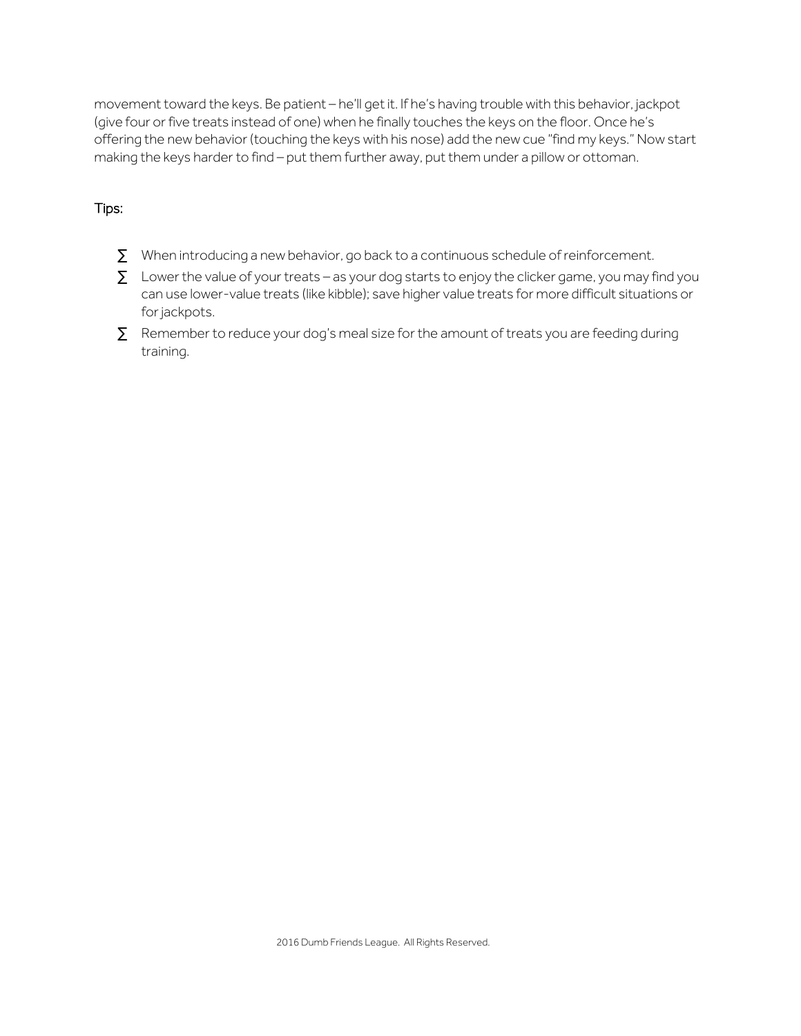movement toward the keys. Be patient – he'll get it. If he's having trouble with this behavior, jackpot (give four or five treats instead of one) when he finally touches the keys on the floor. Once he's offering the new behavior (touching the keys with his nose) add the new cue "find my keys." Now start making the keys harder to find – put them further away, put them under a pillow or ottoman.

### Tips:

- When introducing a new behavior, go back to a continuous schedule of reinforcement.
- Lower the value of your treats – as your dog starts to enjoy the clicker game, you may find you can use lower-value treats (like kibble); save higher value treats for more difficult situations or for jackpots.
- Remember to reduce your dog's meal size for the amount of treats you are feeding during training.

2016 Dumb Friends League. All Rights Reserved.